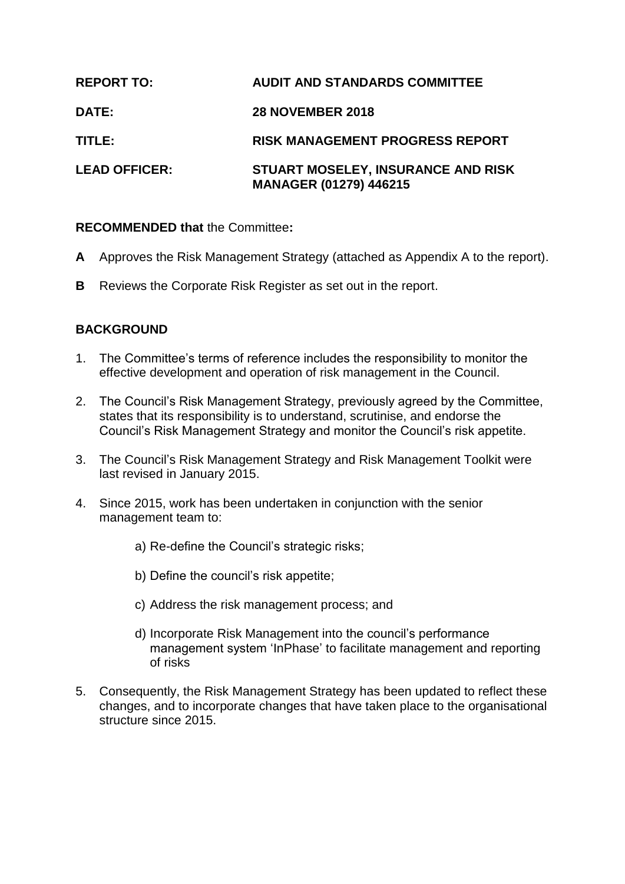| | |
|---|---|
| **REPORT TO:** | **AUDIT AND STANDARDS COMMITTEE** |
| **DATE:** | **28 NOVEMBER 2018** |
| **TITLE:** | **RISK MANAGEMENT PROGRESS REPORT** |
| **LEAD OFFICER:** | **STUART MOSELEY, INSURANCE AND RISK MANAGER (01279) 446215** |

**RECOMMENDED that** the Committee**:**

**A** Approves the Risk Management Strategy (attached as Appendix A to the report).

**B** Reviews the Corporate Risk Register as set out in the report.

## BACKGROUND

1. The Committee's terms of reference includes the responsibility to monitor the effective development and operation of risk management in the Council.

2. The Council's Risk Management Strategy, previously agreed by the Committee, states that its responsibility is to understand, scrutinise, and endorse the Council's Risk Management Strategy and monitor the Council's risk appetite.

3. The Council's Risk Management Strategy and Risk Management Toolkit were last revised in January 2015.

4. Since 2015, work has been undertaken in conjunction with the senior management team to:

    a) Re-define the Council's strategic risks;

    b) Define the council's risk appetite;

    c) Address the risk management process; and

    d) Incorporate Risk Management into the council's performance management system 'InPhase' to facilitate management and reporting of risks

5. Consequently, the Risk Management Strategy has been updated to reflect these changes, and to incorporate changes that have taken place to the organisational structure since 2015.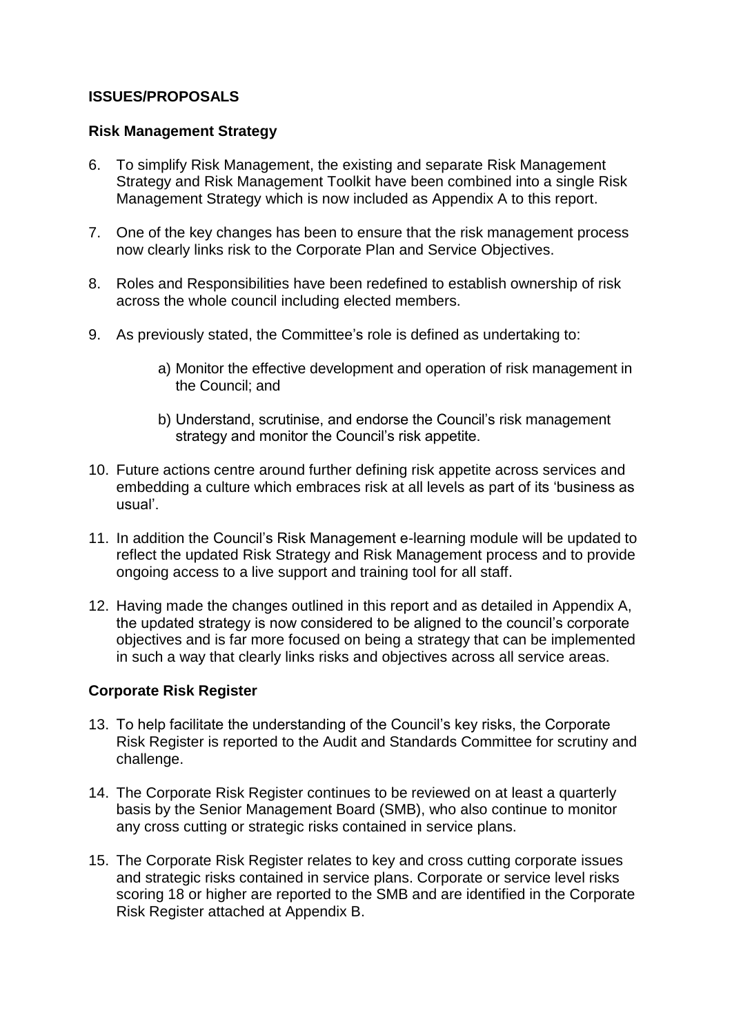## ISSUES/PROPOSALS

### Risk Management Strategy

6. To simplify Risk Management, the existing and separate Risk Management Strategy and Risk Management Toolkit have been combined into a single Risk Management Strategy which is now included as Appendix A to this report.

7. One of the key changes has been to ensure that the risk management process now clearly links risk to the Corporate Plan and Service Objectives.

8. Roles and Responsibilities have been redefined to establish ownership of risk across the whole council including elected members.

9. As previously stated, the Committee's role is defined as undertaking to:

   a) Monitor the effective development and operation of risk management in the Council; and

   b) Understand, scrutinise, and endorse the Council's risk management strategy and monitor the Council's risk appetite.

10. Future actions centre around further defining risk appetite across services and embedding a culture which embraces risk at all levels as part of its 'business as usual'.

11. In addition the Council's Risk Management e-learning module will be updated to reflect the updated Risk Strategy and Risk Management process and to provide ongoing access to a live support and training tool for all staff.

12. Having made the changes outlined in this report and as detailed in Appendix A, the updated strategy is now considered to be aligned to the council's corporate objectives and is far more focused on being a strategy that can be implemented in such a way that clearly links risks and objectives across all service areas.

### Corporate Risk Register

13. To help facilitate the understanding of the Council's key risks, the Corporate Risk Register is reported to the Audit and Standards Committee for scrutiny and challenge.

14. The Corporate Risk Register continues to be reviewed on at least a quarterly basis by the Senior Management Board (SMB), who also continue to monitor any cross cutting or strategic risks contained in service plans.

15. The Corporate Risk Register relates to key and cross cutting corporate issues and strategic risks contained in service plans. Corporate or service level risks scoring 18 or higher are reported to the SMB and are identified in the Corporate Risk Register attached at Appendix B.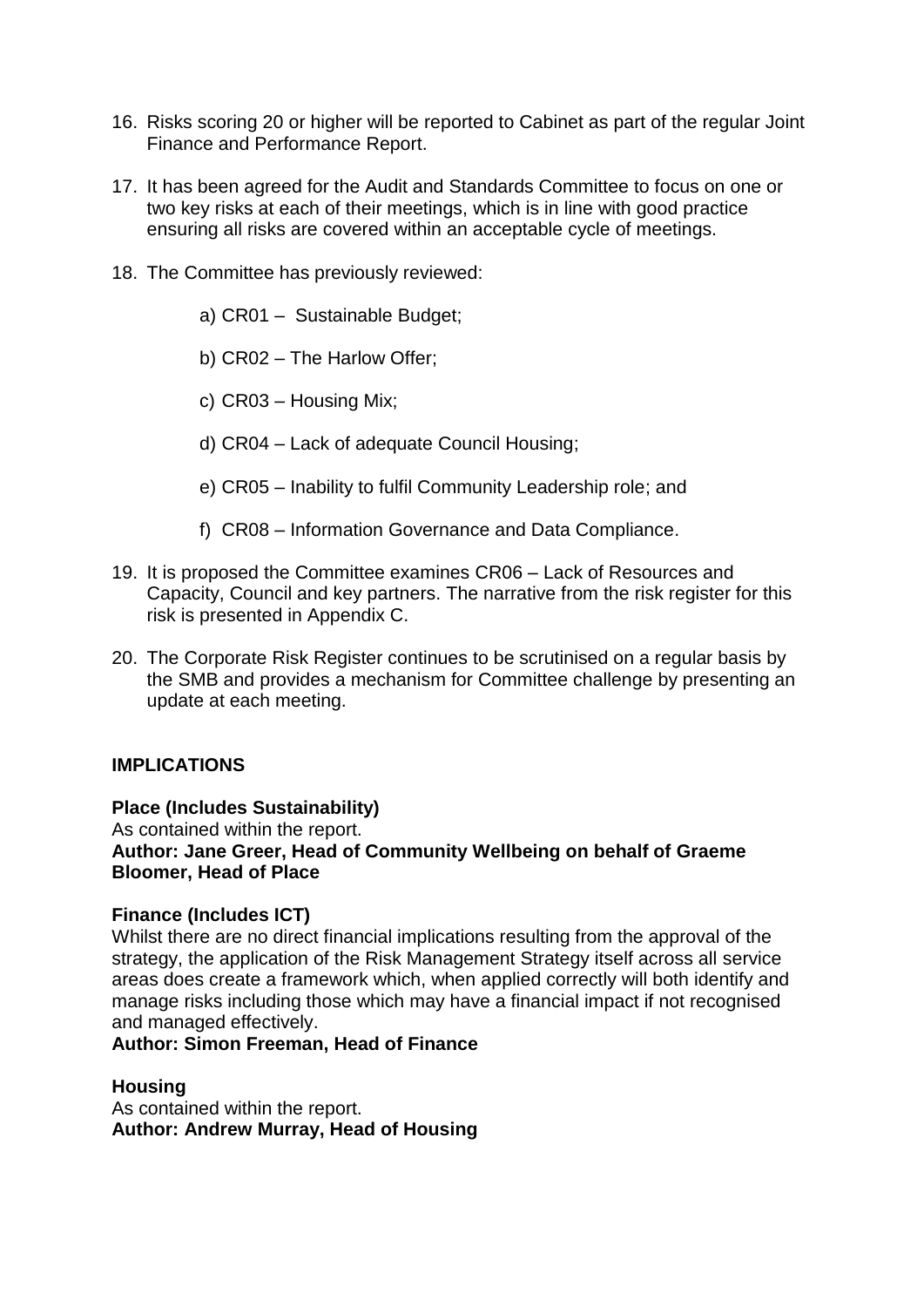16. Risks scoring 20 or higher will be reported to Cabinet as part of the regular Joint Finance and Performance Report.

17. It has been agreed for the Audit and Standards Committee to focus on one or two key risks at each of their meetings, which is in line with good practice ensuring all risks are covered within an acceptable cycle of meetings.

18. The Committee has previously reviewed:

    a) CR01 – Sustainable Budget;

    b) CR02 – The Harlow Offer;

    c) CR03 – Housing Mix;

    d) CR04 – Lack of adequate Council Housing;

    e) CR05 – Inability to fulfil Community Leadership role; and

    f) CR08 – Information Governance and Data Compliance.

19. It is proposed the Committee examines CR06 – Lack of Resources and Capacity, Council and key partners. The narrative from the risk register for this risk is presented in Appendix C.

20. The Corporate Risk Register continues to be scrutinised on a regular basis by the SMB and provides a mechanism for Committee challenge by presenting an update at each meeting.

**IMPLICATIONS**

**Place (Includes Sustainability)**
As contained within the report.
**Author: Jane Greer, Head of Community Wellbeing on behalf of Graeme Bloomer, Head of Place**

**Finance (Includes ICT)**
Whilst there are no direct financial implications resulting from the approval of the strategy, the application of the Risk Management Strategy itself across all service areas does create a framework which, when applied correctly will both identify and manage risks including those which may have a financial impact if not recognised and managed effectively.
**Author: Simon Freeman, Head of Finance**

**Housing**
As contained within the report.
**Author: Andrew Murray, Head of Housing**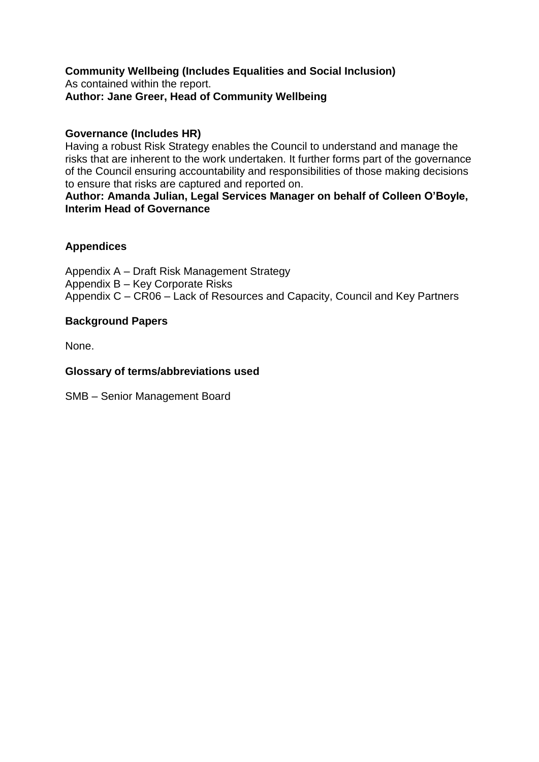**Community Wellbeing (Includes Equalities and Social Inclusion)**
As contained within the report.
**Author: Jane Greer, Head of Community Wellbeing**

**Governance (Includes HR)**
Having a robust Risk Strategy enables the Council to understand and manage the risks that are inherent to the work undertaken. It further forms part of the governance of the Council ensuring accountability and responsibilities of those making decisions to ensure that risks are captured and reported on.
**Author: Amanda Julian, Legal Services Manager on behalf of Colleen O'Boyle, Interim Head of Governance**

## Appendices

Appendix A – Draft Risk Management Strategy
Appendix B – Key Corporate Risks
Appendix C – CR06 – Lack of Resources and Capacity, Council and Key Partners

## Background Papers

None.

## Glossary of terms/abbreviations used

SMB – Senior Management Board